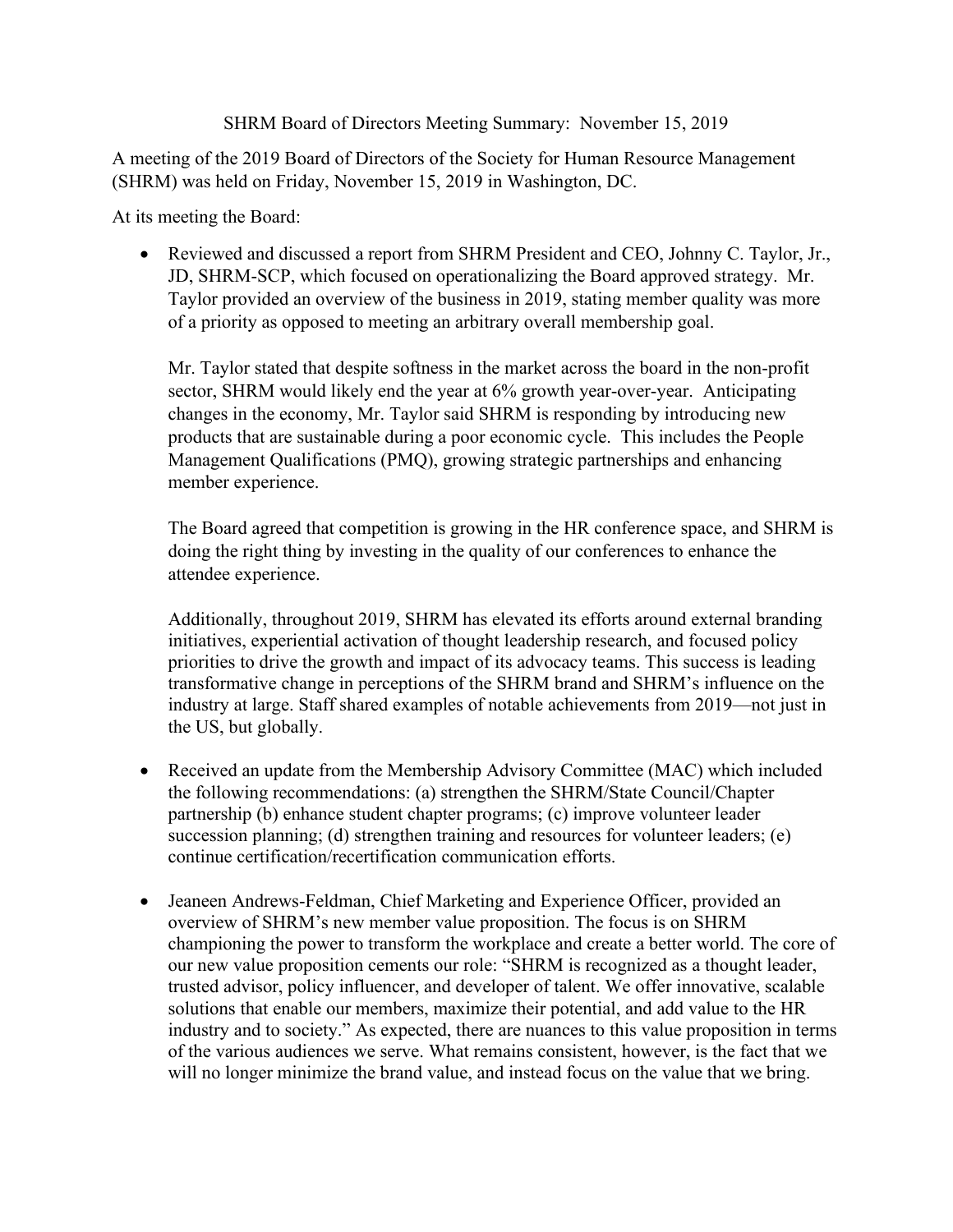# SHRM Board of Directors Meeting Summary: November 15, 2019

A meeting of the 2019 Board of Directors of the Society for Human Resource Management (SHRM) was held on Friday, November 15, 2019 in Washington, DC.

At its meeting the Board:

- Reviewed and discussed a report from SHRM President and CEO, Johnny C. Taylor, Jr., JD, SHRM-SCP, which focused on operationalizing the Board approved strategy. Mr. Taylor provided an overview of the business in 2019, stating member quality was more of a priority as opposed to meeting an arbitrary overall membership goal.

  Mr. Taylor stated that despite softness in the market across the board in the non-profit sector, SHRM would likely end the year at 6% growth year-over-year. Anticipating changes in the economy, Mr. Taylor said SHRM is responding by introducing new products that are sustainable during a poor economic cycle. This includes the People Management Qualifications (PMQ), growing strategic partnerships and enhancing member experience.

  The Board agreed that competition is growing in the HR conference space, and SHRM is doing the right thing by investing in the quality of our conferences to enhance the attendee experience.

  Additionally, throughout 2019, SHRM has elevated its efforts around external branding initiatives, experiential activation of thought leadership research, and focused policy priorities to drive the growth and impact of its advocacy teams. This success is leading transformative change in perceptions of the SHRM brand and SHRM's influence on the industry at large. Staff shared examples of notable achievements from 2019—not just in the US, but globally.

- Received an update from the Membership Advisory Committee (MAC) which included the following recommendations: (a) strengthen the SHRM/State Council/Chapter partnership (b) enhance student chapter programs; (c) improve volunteer leader succession planning; (d) strengthen training and resources for volunteer leaders; (e) continue certification/recertification communication efforts.

- Jeaneen Andrews-Feldman, Chief Marketing and Experience Officer, provided an overview of SHRM's new member value proposition. The focus is on SHRM championing the power to transform the workplace and create a better world. The core of our new value proposition cements our role: "SHRM is recognized as a thought leader, trusted advisor, policy influencer, and developer of talent. We offer innovative, scalable solutions that enable our members, maximize their potential, and add value to the HR industry and to society." As expected, there are nuances to this value proposition in terms of the various audiences we serve. What remains consistent, however, is the fact that we will no longer minimize the brand value, and instead focus on the value that we bring.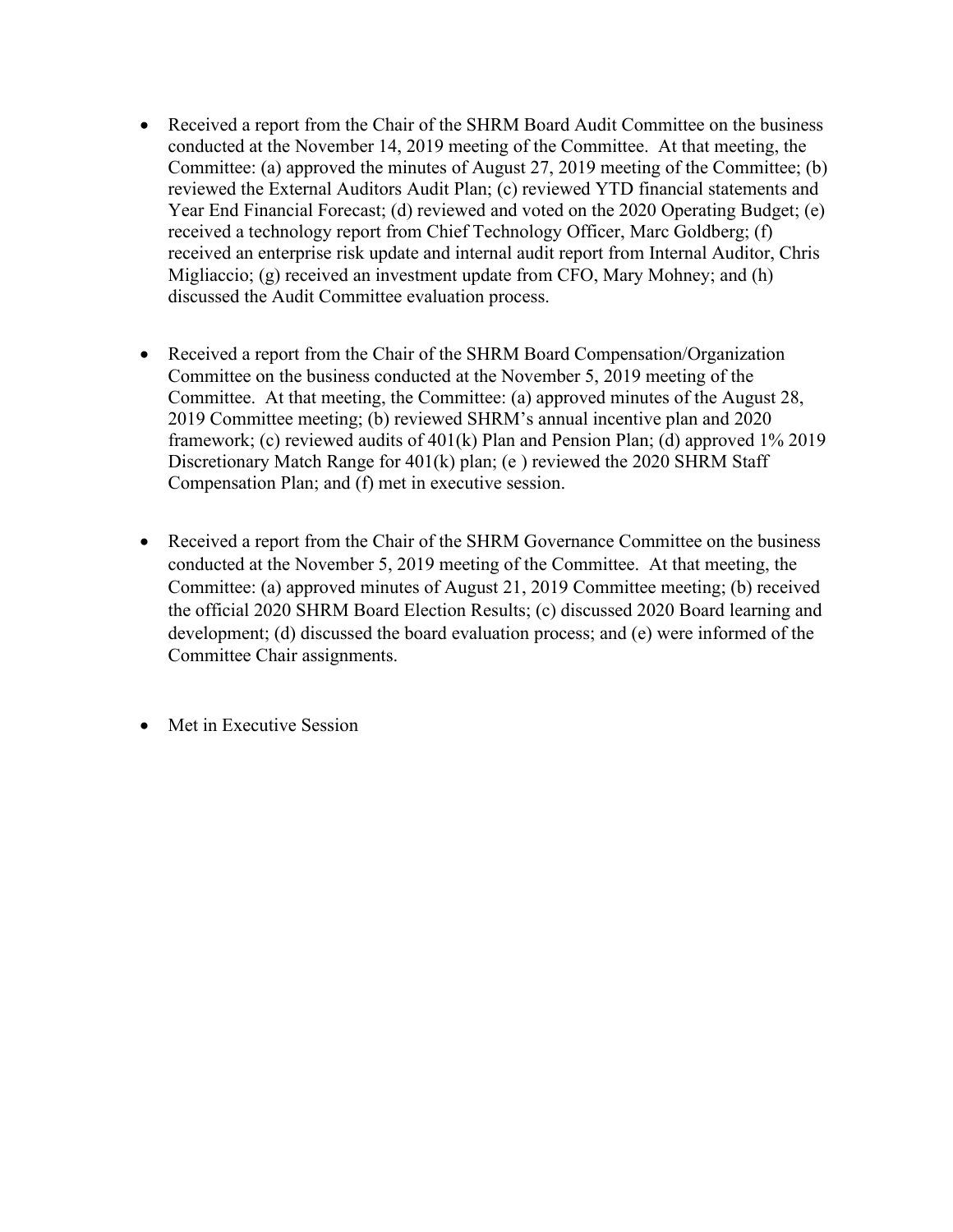- Received a report from the Chair of the SHRM Board Audit Committee on the business conducted at the November 14, 2019 meeting of the Committee. At that meeting, the Committee: (a) approved the minutes of August 27, 2019 meeting of the Committee; (b) reviewed the External Auditors Audit Plan; (c) reviewed YTD financial statements and Year End Financial Forecast; (d) reviewed and voted on the 2020 Operating Budget; (e) received a technology report from Chief Technology Officer, Marc Goldberg; (f) received an enterprise risk update and internal audit report from Internal Auditor, Chris Migliaccio; (g) received an investment update from CFO, Mary Mohney; and (h) discussed the Audit Committee evaluation process.

- Received a report from the Chair of the SHRM Board Compensation/Organization Committee on the business conducted at the November 5, 2019 meeting of the Committee. At that meeting, the Committee: (a) approved minutes of the August 28, 2019 Committee meeting; (b) reviewed SHRM's annual incentive plan and 2020 framework; (c) reviewed audits of 401(k) Plan and Pension Plan; (d) approved 1% 2019 Discretionary Match Range for 401(k) plan; (e ) reviewed the 2020 SHRM Staff Compensation Plan; and (f) met in executive session.

- Received a report from the Chair of the SHRM Governance Committee on the business conducted at the November 5, 2019 meeting of the Committee. At that meeting, the Committee: (a) approved minutes of August 21, 2019 Committee meeting; (b) received the official 2020 SHRM Board Election Results; (c) discussed 2020 Board learning and development; (d) discussed the board evaluation process; and (e) were informed of the Committee Chair assignments.

- Met in Executive Session